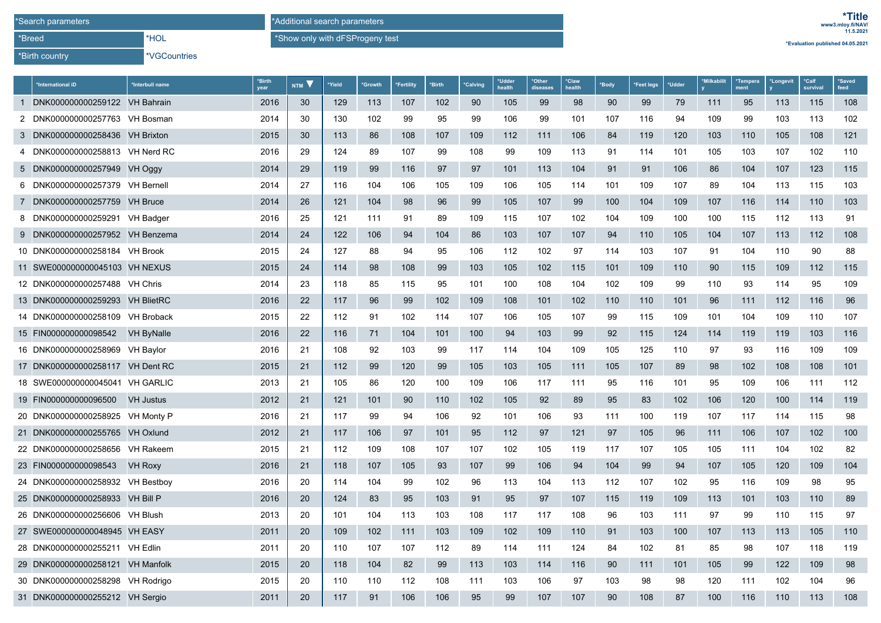| *Search parameters | |
|---|---|
| *Breed | *HOL |
| *Birth country | *VGCountries |

| *Additional search parameters |
|---|
| *Show only with dFSProgeny test |

**\*Title**
www3.mloy.fi/NAV/
11.5.2021

*Evaluation published 04.05.2021

| | *International iD | *Interbull name | *Birth year | NTM ▼ | *Yield | *Growth | *Fertility | *Birth | *Calving | *Udder health | *Other diseases | *Claw health | *Body | *Feet legs | *Udder | *Milkability | *Temperament | *Longevity | *Calf survival | *Saved feed |
|---|---|---|---|---|---|---|---|---|---|---|---|---|---|---|---|---|---|---|---|---|
| 1 | DNK000000000259122 | VH Bahrain | 2016 | 30 | 129 | 113 | 107 | 102 | 90 | 105 | 99 | 98 | 90 | 99 | 79 | 111 | 95 | 113 | 115 | 108 |
| 2 | DNK000000000257763 | VH Bosman | 2014 | 30 | 130 | 102 | 99 | 95 | 99 | 106 | 99 | 101 | 107 | 116 | 94 | 109 | 99 | 103 | 113 | 102 |
| 3 | DNK000000000258436 | VH Brixton | 2015 | 30 | 113 | 86 | 108 | 107 | 109 | 112 | 111 | 106 | 84 | 119 | 120 | 103 | 110 | 105 | 108 | 121 |
| 4 | DNK000000000258813 | VH Nerd RC | 2016 | 29 | 124 | 89 | 107 | 99 | 108 | 99 | 109 | 113 | 91 | 114 | 101 | 105 | 103 | 107 | 102 | 110 |
| 5 | DNK000000000257949 | VH Oggy | 2014 | 29 | 119 | 99 | 116 | 97 | 97 | 101 | 113 | 104 | 91 | 91 | 106 | 86 | 104 | 107 | 123 | 115 |
| 6 | DNK000000000257379 | VH Bernell | 2014 | 27 | 116 | 104 | 106 | 105 | 109 | 106 | 105 | 114 | 101 | 109 | 107 | 89 | 104 | 113 | 115 | 103 |
| 7 | DNK000000000257759 | VH Bruce | 2014 | 26 | 121 | 104 | 98 | 96 | 99 | 105 | 107 | 99 | 100 | 104 | 109 | 107 | 116 | 114 | 110 | 103 |
| 8 | DNK000000000259291 | VH Badger | 2016 | 25 | 121 | 111 | 91 | 89 | 109 | 115 | 107 | 102 | 104 | 109 | 100 | 100 | 115 | 112 | 113 | 91 |
| 9 | DNK000000000257952 | VH Benzema | 2014 | 24 | 122 | 106 | 94 | 104 | 86 | 103 | 107 | 107 | 94 | 110 | 105 | 104 | 107 | 113 | 112 | 108 |
| 10 | DNK000000000258184 | VH Brook | 2015 | 24 | 127 | 88 | 94 | 95 | 106 | 112 | 102 | 97 | 114 | 103 | 107 | 91 | 104 | 110 | 90 | 88 |
| 11 | SWE000000000045103 | VH NEXUS | 2015 | 24 | 114 | 98 | 108 | 99 | 103 | 105 | 102 | 115 | 101 | 109 | 110 | 90 | 115 | 109 | 112 | 115 |
| 12 | DNK000000000257488 | VH Chris | 2014 | 23 | 118 | 85 | 115 | 95 | 101 | 100 | 108 | 104 | 102 | 109 | 99 | 110 | 93 | 114 | 95 | 109 |
| 13 | DNK000000000259293 | VH BlietRC | 2016 | 22 | 117 | 96 | 99 | 102 | 109 | 108 | 101 | 102 | 110 | 110 | 101 | 96 | 111 | 112 | 116 | 96 |
| 14 | DNK000000000258109 | VH Broback | 2015 | 22 | 112 | 91 | 102 | 114 | 107 | 106 | 105 | 107 | 99 | 115 | 109 | 101 | 104 | 109 | 110 | 107 |
| 15 | FIN000000000098542 | VH ByNalle | 2016 | 22 | 116 | 71 | 104 | 101 | 100 | 94 | 103 | 99 | 92 | 115 | 124 | 114 | 119 | 119 | 103 | 116 |
| 16 | DNK000000000258969 | VH Baylor | 2016 | 21 | 108 | 92 | 103 | 99 | 117 | 114 | 104 | 109 | 105 | 125 | 110 | 97 | 93 | 116 | 109 | 109 |
| 17 | DNK000000000258117 | VH Dent RC | 2015 | 21 | 112 | 99 | 120 | 99 | 105 | 103 | 105 | 111 | 105 | 107 | 89 | 98 | 102 | 108 | 108 | 101 |
| 18 | SWE000000000045041 | VH GARLIC | 2013 | 21 | 105 | 86 | 120 | 100 | 109 | 106 | 117 | 111 | 95 | 116 | 101 | 95 | 109 | 106 | 111 | 112 |
| 19 | FIN000000000096500 | VH Justus | 2012 | 21 | 121 | 101 | 90 | 110 | 102 | 105 | 92 | 89 | 95 | 83 | 102 | 106 | 120 | 100 | 114 | 119 |
| 20 | DNK000000000258925 | VH Monty P | 2016 | 21 | 117 | 99 | 94 | 106 | 92 | 101 | 106 | 93 | 111 | 100 | 119 | 107 | 117 | 114 | 115 | 98 |
| 21 | DNK000000000255765 | VH Oxlund | 2012 | 21 | 117 | 106 | 97 | 101 | 95 | 112 | 97 | 121 | 97 | 105 | 96 | 111 | 106 | 107 | 102 | 100 |
| 22 | DNK000000000258656 | VH Rakeem | 2015 | 21 | 112 | 109 | 108 | 107 | 107 | 102 | 105 | 119 | 117 | 107 | 105 | 105 | 111 | 104 | 102 | 82 |
| 23 | FIN000000000098543 | VH Roxy | 2016 | 21 | 118 | 107 | 105 | 93 | 107 | 99 | 106 | 94 | 104 | 99 | 94 | 107 | 105 | 120 | 109 | 104 |
| 24 | DNK000000000258932 | VH Bestboy | 2016 | 20 | 114 | 104 | 99 | 102 | 96 | 113 | 104 | 113 | 112 | 107 | 102 | 95 | 116 | 109 | 98 | 95 |
| 25 | DNK000000000258933 | VH Bill P | 2016 | 20 | 124 | 83 | 95 | 103 | 91 | 95 | 97 | 107 | 115 | 119 | 109 | 113 | 101 | 103 | 110 | 89 |
| 26 | DNK000000000256606 | VH Blush | 2013 | 20 | 101 | 104 | 113 | 103 | 108 | 117 | 117 | 108 | 96 | 103 | 111 | 97 | 99 | 110 | 115 | 97 |
| 27 | SWE000000000048945 | VH EASY | 2011 | 20 | 109 | 102 | 111 | 103 | 109 | 102 | 109 | 110 | 91 | 103 | 100 | 107 | 113 | 113 | 105 | 110 |
| 28 | DNK000000000255211 | VH Edlin | 2011 | 20 | 110 | 107 | 107 | 112 | 89 | 114 | 111 | 124 | 84 | 102 | 81 | 85 | 98 | 107 | 118 | 119 |
| 29 | DNK000000000258121 | VH Manfolk | 2015 | 20 | 118 | 104 | 82 | 99 | 113 | 103 | 114 | 116 | 90 | 111 | 101 | 105 | 99 | 122 | 109 | 98 |
| 30 | DNK000000000258298 | VH Rodrigo | 2015 | 20 | 110 | 110 | 112 | 108 | 111 | 103 | 106 | 97 | 103 | 98 | 98 | 120 | 111 | 102 | 104 | 96 |
| 31 | DNK000000000255212 | VH Sergio | 2011 | 20 | 117 | 91 | 106 | 106 | 95 | 99 | 107 | 107 | 90 | 108 | 87 | 100 | 116 | 110 | 113 | 108 |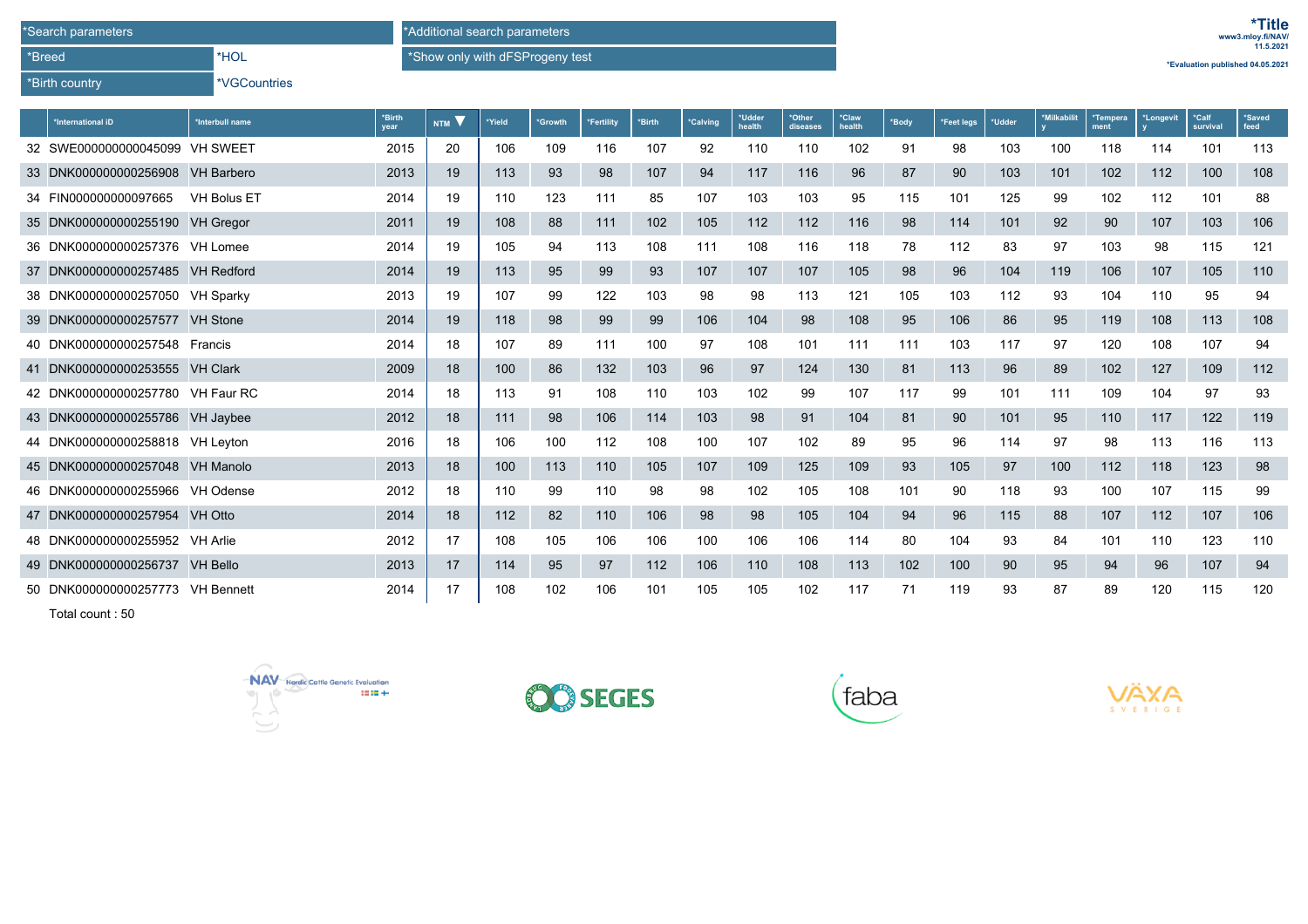| *Search parameters | | *Additional search parameters |
|---|---|---|
| *Breed | *HOL | *Show only with dFSProgeny test |
| *Birth country | *VGCountries | |

**\*Title**
www3.mloy.fi/NAV/
11.5.2021

*Evaluation published 04.05.2021

| | *International ID | *Interbull name | *Birth year | NTM | *Yield | *Growth | *Fertility | *Birth | *Calving | *Udder health | *Other diseases | *Claw health | *Body | *Feet legs | *Udder | *Milkability | *Temperament | *Longevity | *Calf survival | *Saved feed |
|---|---|---|---|---|---|---|---|---|---|---|---|---|---|---|---|---|---|---|---|---|
| 32 | SWE000000000045099 | VH SWEET | 2015 | 20 | 106 | 109 | 116 | 107 | 92 | 110 | 110 | 102 | 91 | 98 | 103 | 100 | 118 | 114 | 101 | 113 |
| 33 | DNK000000000256908 | VH Barbero | 2013 | 19 | 113 | 93 | 98 | 107 | 94 | 117 | 116 | 96 | 87 | 90 | 103 | 101 | 102 | 112 | 100 | 108 |
| 34 | FIN000000000097665 | VH Bolus ET | 2014 | 19 | 110 | 123 | 111 | 85 | 107 | 103 | 103 | 95 | 115 | 101 | 125 | 99 | 102 | 112 | 101 | 88 |
| 35 | DNK000000000255190 | VH Gregor | 2011 | 19 | 108 | 88 | 111 | 102 | 105 | 112 | 112 | 116 | 98 | 114 | 101 | 92 | 90 | 107 | 103 | 106 |
| 36 | DNK000000000257376 | VH Lomee | 2014 | 19 | 105 | 94 | 113 | 108 | 111 | 108 | 116 | 118 | 78 | 112 | 83 | 97 | 103 | 98 | 115 | 121 |
| 37 | DNK000000000257485 | VH Redford | 2014 | 19 | 113 | 95 | 99 | 93 | 107 | 107 | 107 | 105 | 98 | 96 | 104 | 119 | 106 | 107 | 105 | 110 |
| 38 | DNK000000000257050 | VH Sparky | 2013 | 19 | 107 | 99 | 122 | 103 | 98 | 98 | 113 | 121 | 105 | 103 | 112 | 93 | 104 | 110 | 95 | 94 |
| 39 | DNK000000000257577 | VH Stone | 2014 | 19 | 118 | 98 | 99 | 99 | 106 | 104 | 98 | 108 | 95 | 106 | 86 | 95 | 119 | 108 | 113 | 108 |
| 40 | DNK000000000257548 | Francis | 2014 | 18 | 107 | 89 | 111 | 100 | 97 | 108 | 101 | 111 | 111 | 103 | 117 | 97 | 120 | 108 | 107 | 94 |
| 41 | DNK000000000253555 | VH Clark | 2009 | 18 | 100 | 86 | 132 | 103 | 96 | 97 | 124 | 130 | 81 | 113 | 96 | 89 | 102 | 127 | 109 | 112 |
| 42 | DNK000000000257780 | VH Faur RC | 2014 | 18 | 113 | 91 | 108 | 110 | 103 | 102 | 99 | 107 | 117 | 99 | 101 | 111 | 109 | 104 | 97 | 93 |
| 43 | DNK000000000255786 | VH Jaybee | 2012 | 18 | 111 | 98 | 106 | 114 | 103 | 98 | 91 | 104 | 81 | 90 | 101 | 95 | 110 | 117 | 122 | 119 |
| 44 | DNK000000000258818 | VH Leyton | 2016 | 18 | 106 | 100 | 112 | 108 | 100 | 107 | 102 | 89 | 95 | 96 | 114 | 97 | 98 | 113 | 116 | 113 |
| 45 | DNK000000000257048 | VH Manolo | 2013 | 18 | 100 | 113 | 110 | 105 | 107 | 109 | 125 | 109 | 93 | 105 | 97 | 100 | 112 | 118 | 123 | 98 |
| 46 | DNK000000000255966 | VH Odense | 2012 | 18 | 110 | 99 | 110 | 98 | 98 | 102 | 105 | 108 | 101 | 90 | 118 | 93 | 100 | 107 | 115 | 99 |
| 47 | DNK000000000257954 | VH Otto | 2014 | 18 | 112 | 82 | 110 | 106 | 98 | 98 | 105 | 104 | 94 | 96 | 115 | 88 | 107 | 112 | 107 | 106 |
| 48 | DNK000000000255952 | VH Arlie | 2012 | 17 | 108 | 105 | 106 | 106 | 100 | 106 | 106 | 114 | 80 | 104 | 93 | 84 | 101 | 110 | 123 | 110 |
| 49 | DNK000000000256737 | VH Bello | 2013 | 17 | 114 | 95 | 97 | 112 | 106 | 110 | 108 | 113 | 102 | 100 | 90 | 95 | 94 | 96 | 107 | 94 |
| 50 | DNK000000000257773 | VH Bennett | 2014 | 17 | 108 | 102 | 106 | 101 | 105 | 105 | 102 | 117 | 71 | 119 | 93 | 87 | 89 | 120 | 115 | 120 |

Total count : 50

NAV Nordic Cattle Genetic Evaluation

SEGES

faba

VÄXA SVERIGE